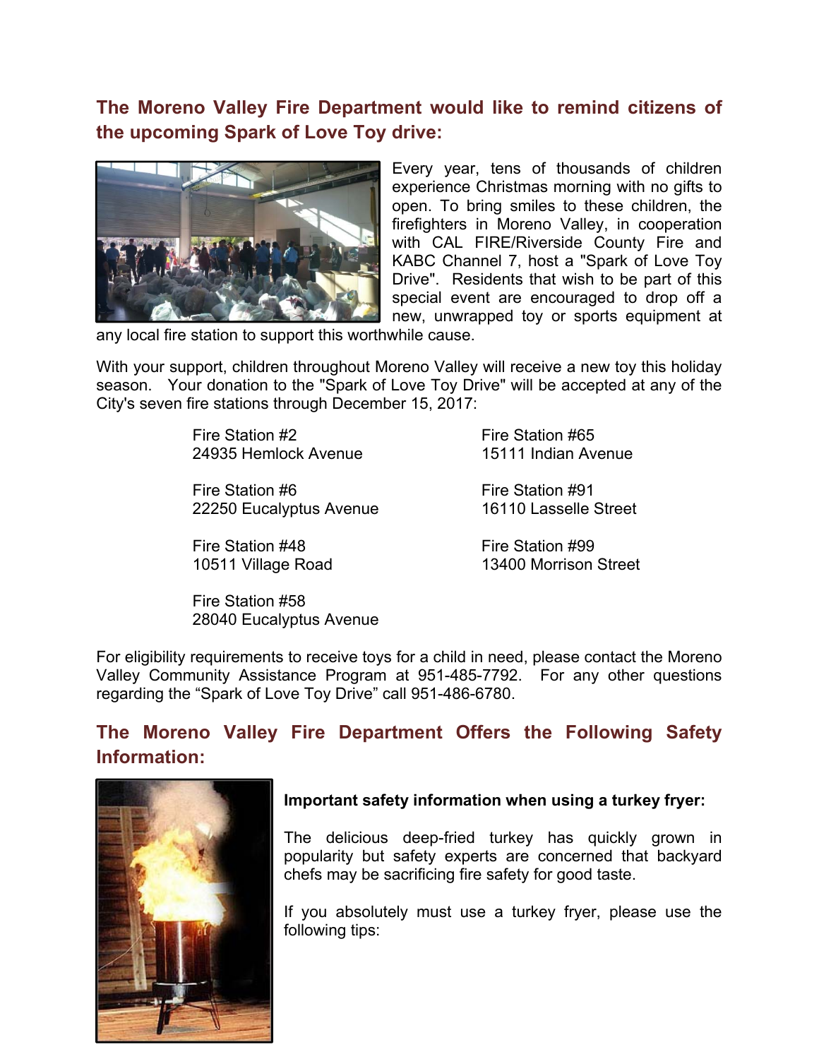## The Moreno Valley Fire Department would like to remind citizens of the upcoming Spark of Love Toy drive:

Every year, tens of thousands of children experience Christmas morning with no gifts to open. To bring smiles to these children, the firefighters in Moreno Valley, in cooperation with CAL FIRE/Riverside County Fire and KABC Channel 7, host a "Spark of Love Toy Drive". Residents that wish to be part of this special event are encouraged to drop off a new, unwrapped toy or sports equipment at any local fire station to support this worthwhile cause.

With your support, children throughout Moreno Valley will receive a new toy this holiday season. Your donation to the "Spark of Love Toy Drive" will be accepted at any of the City's seven fire stations through December 15, 2017:

Fire Station #2
24935 Hemlock Avenue

Fire Station #6
22250 Eucalyptus Avenue

Fire Station #48
10511 Village Road

Fire Station #58
28040 Eucalyptus Avenue

Fire Station #65
15111 Indian Avenue

Fire Station #91
16110 Lasselle Street

Fire Station #99
13400 Morrison Street

For eligibility requirements to receive toys for a child in need, please contact the Moreno Valley Community Assistance Program at 951-485-7792. For any other questions regarding the “Spark of Love Toy Drive” call 951-486-6780.

## The Moreno Valley Fire Department Offers the Following Safety Information:

**Important safety information when using a turkey fryer:**

The delicious deep-fried turkey has quickly grown in popularity but safety experts are concerned that backyard chefs may be sacrificing fire safety for good taste.

If you absolutely must use a turkey fryer, please use the following tips: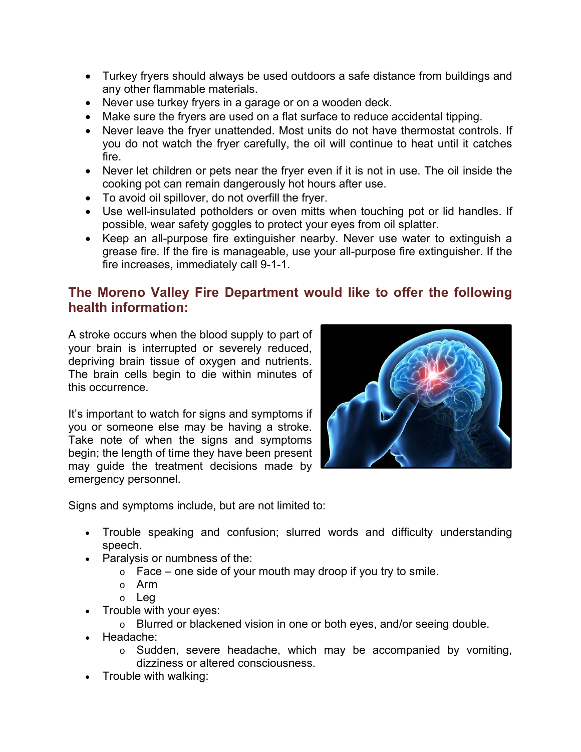- Turkey fryers should always be used outdoors a safe distance from buildings and any other flammable materials.
- Never use turkey fryers in a garage or on a wooden deck.
- Make sure the fryers are used on a flat surface to reduce accidental tipping.
- Never leave the fryer unattended. Most units do not have thermostat controls. If you do not watch the fryer carefully, the oil will continue to heat until it catches fire.
- Never let children or pets near the fryer even if it is not in use. The oil inside the cooking pot can remain dangerously hot hours after use.
- To avoid oil spillover, do not overfill the fryer.
- Use well-insulated potholders or oven mitts when touching pot or lid handles. If possible, wear safety goggles to protect your eyes from oil splatter.
- Keep an all-purpose fire extinguisher nearby. Never use water to extinguish a grease fire. If the fire is manageable, use your all-purpose fire extinguisher. If the fire increases, immediately call 9-1-1.

## The Moreno Valley Fire Department would like to offer the following health information:

A stroke occurs when the blood supply to part of your brain is interrupted or severely reduced, depriving brain tissue of oxygen and nutrients. The brain cells begin to die within minutes of this occurrence.

It's important to watch for signs and symptoms if you or someone else may be having a stroke. Take note of when the signs and symptoms begin; the length of time they have been present may guide the treatment decisions made by emergency personnel.

Signs and symptoms include, but are not limited to:

- Trouble speaking and confusion; slurred words and difficulty understanding speech.
- Paralysis or numbness of the:
  - Face – one side of your mouth may droop if you try to smile.
  - Arm
  - Leg
- Trouble with your eyes:
  - Blurred or blackened vision in one or both eyes, and/or seeing double.
- Headache:
  - Sudden, severe headache, which may be accompanied by vomiting, dizziness or altered consciousness.
- Trouble with walking: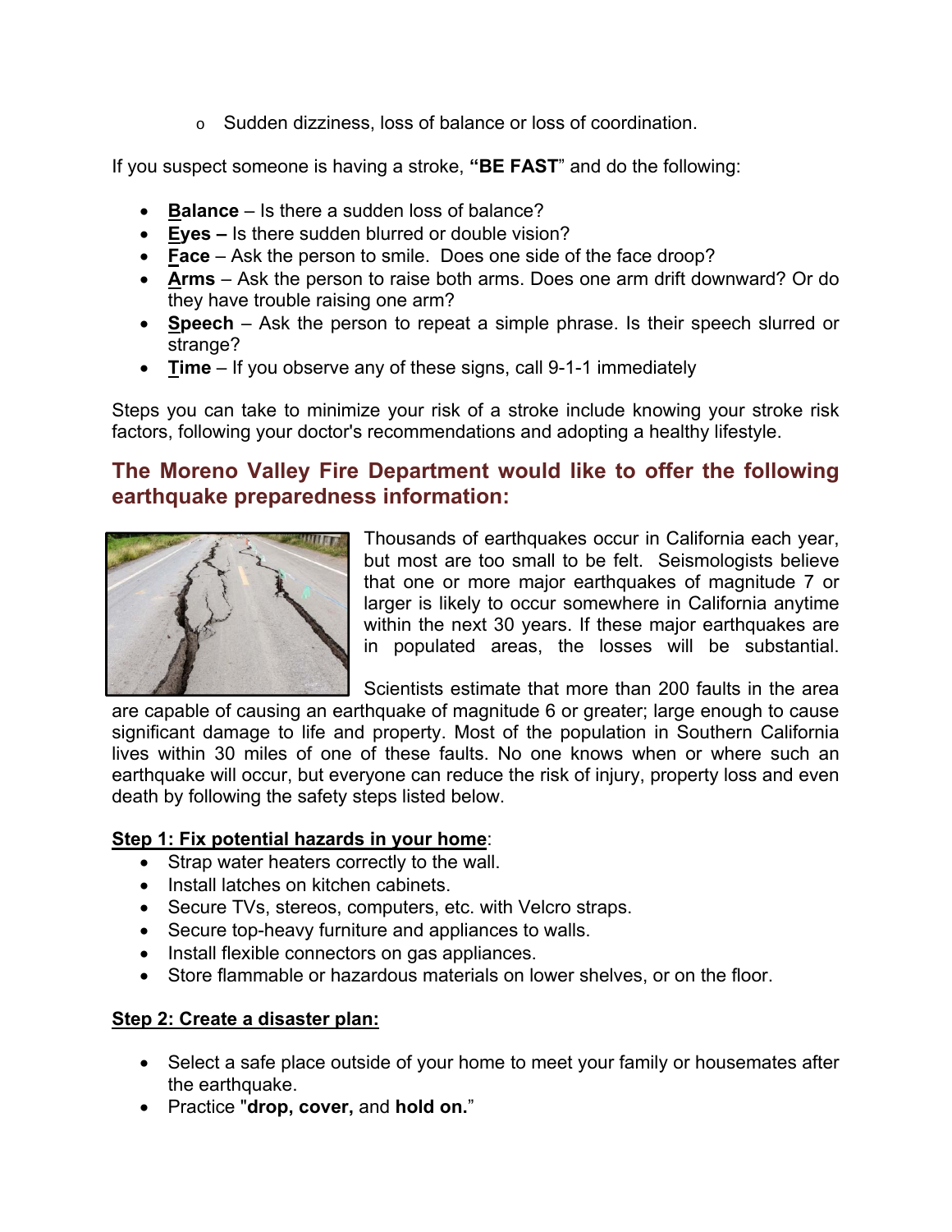- Sudden dizziness, loss of balance or loss of coordination.

If you suspect someone is having a stroke, **"BE FAST**" and do the following:

- **Balance** – Is there a sudden loss of balance?
- **Eyes –** Is there sudden blurred or double vision?
- **Face** – Ask the person to smile. Does one side of the face droop?
- **Arms** – Ask the person to raise both arms. Does one arm drift downward? Or do they have trouble raising one arm?
- **Speech** – Ask the person to repeat a simple phrase. Is their speech slurred or strange?
- **Time** – If you observe any of these signs, call 9-1-1 immediately

Steps you can take to minimize your risk of a stroke include knowing your stroke risk factors, following your doctor's recommendations and adopting a healthy lifestyle.

## The Moreno Valley Fire Department would like to offer the following earthquake preparedness information:

Thousands of earthquakes occur in California each year, but most are too small to be felt. Seismologists believe that one or more major earthquakes of magnitude 7 or larger is likely to occur somewhere in California anytime within the next 30 years. If these major earthquakes are in populated areas, the losses will be substantial.

Scientists estimate that more than 200 faults in the area are capable of causing an earthquake of magnitude 6 or greater; large enough to cause significant damage to life and property. Most of the population in Southern California lives within 30 miles of one of these faults. No one knows when or where such an earthquake will occur, but everyone can reduce the risk of injury, property loss and even death by following the safety steps listed below.

**Step 1: Fix potential hazards in your home**:

- Strap water heaters correctly to the wall.
- Install latches on kitchen cabinets.
- Secure TVs, stereos, computers, etc. with Velcro straps.
- Secure top-heavy furniture and appliances to walls.
- Install flexible connectors on gas appliances.
- Store flammable or hazardous materials on lower shelves, or on the floor.

**Step 2: Create a disaster plan:**

- Select a safe place outside of your home to meet your family or housemates after the earthquake.
- Practice "**drop, cover,** and **hold on.**"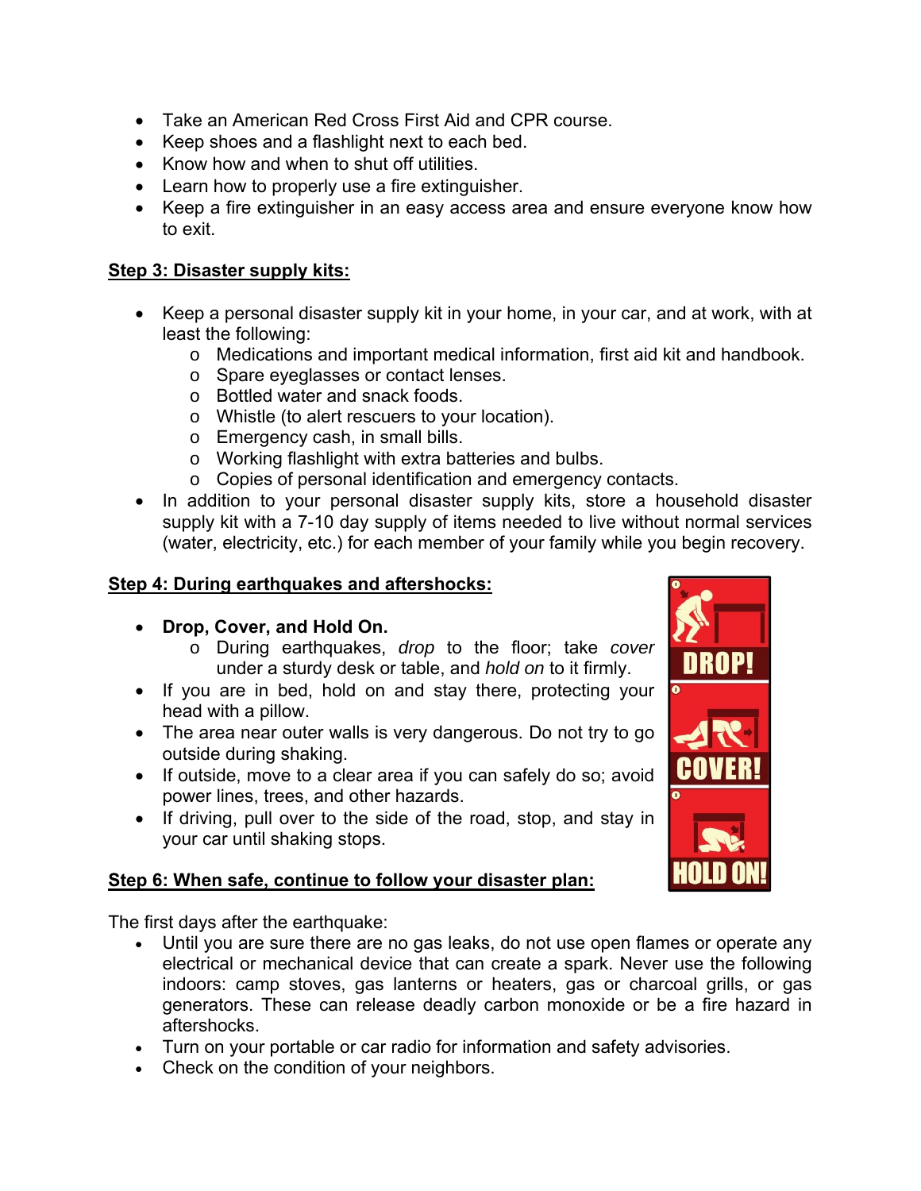- Take an American Red Cross First Aid and CPR course.
- Keep shoes and a flashlight next to each bed.
- Know how and when to shut off utilities.
- Learn how to properly use a fire extinguisher.
- Keep a fire extinguisher in an easy access area and ensure everyone know how to exit.

**Step 3: Disaster supply kits:**

- Keep a personal disaster supply kit in your home, in your car, and at work, with at least the following:
  - Medications and important medical information, first aid kit and handbook.
  - Spare eyeglasses or contact lenses.
  - Bottled water and snack foods.
  - Whistle (to alert rescuers to your location).
  - Emergency cash, in small bills.
  - Working flashlight with extra batteries and bulbs.
  - Copies of personal identification and emergency contacts.
- In addition to your personal disaster supply kits, store a household disaster supply kit with a 7-10 day supply of items needed to live without normal services (water, electricity, etc.) for each member of your family while you begin recovery.

**Step 4: During earthquakes and aftershocks:**

- **Drop, Cover, and Hold On.**
  - During earthquakes, *drop* to the floor; take *cover* under a sturdy desk or table, and *hold on* to it firmly.
- If you are in bed, hold on and stay there, protecting your head with a pillow.
- The area near outer walls is very dangerous. Do not try to go outside during shaking.
- If outside, move to a clear area if you can safely do so; avoid power lines, trees, and other hazards.
- If driving, pull over to the side of the road, stop, and stay in your car until shaking stops.

DROP! COVER! HOLD ON!

**Step 6: When safe, continue to follow your disaster plan:**

The first days after the earthquake:

- Until you are sure there are no gas leaks, do not use open flames or operate any electrical or mechanical device that can create a spark. Never use the following indoors: camp stoves, gas lanterns or heaters, gas or charcoal grills, or gas generators. These can release deadly carbon monoxide or be a fire hazard in aftershocks.
- Turn on your portable or car radio for information and safety advisories.
- Check on the condition of your neighbors.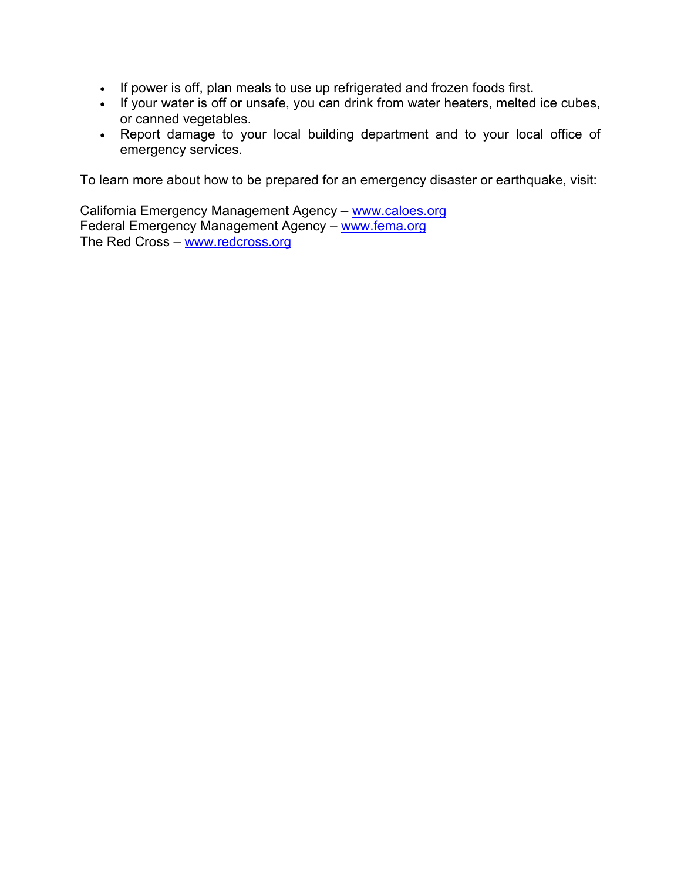- If power is off, plan meals to use up refrigerated and frozen foods first.
- If your water is off or unsafe, you can drink from water heaters, melted ice cubes, or canned vegetables.
- Report damage to your local building department and to your local office of emergency services.

To learn more about how to be prepared for an emergency disaster or earthquake, visit:

California Emergency Management Agency – [www.caloes.org](http://www.caloes.org)
Federal Emergency Management Agency – [www.fema.org](http://www.fema.org)
The Red Cross – [www.redcross.org](http://www.redcross.org)